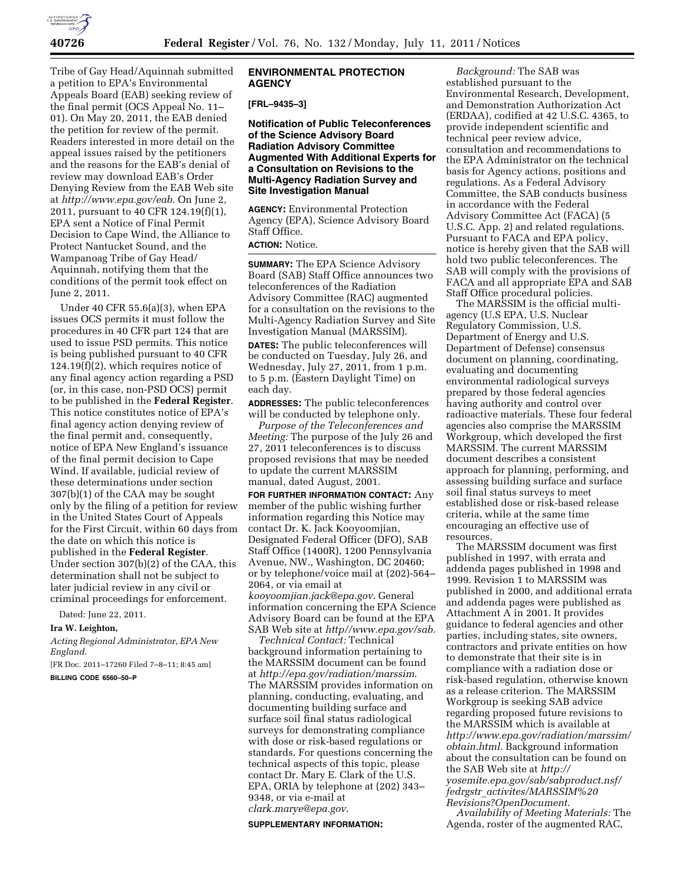Tribe of Gay Head/Aquinnah submitted a petition to EPA's Environmental Appeals Board (EAB) seeking review of the final permit (OCS Appeal No. 11–01). On May 20, 2011, the EAB denied the petition for review of the permit. Readers interested in more detail on the appeal issues raised by the petitioners and the reasons for the EAB's denial of review may download EAB's Order Denying Review from the EAB Web site at *http://www.epa.gov/eab.* On June 2, 2011, pursuant to 40 CFR 124.19(f)(1), EPA sent a Notice of Final Permit Decision to Cape Wind, the Alliance to Protect Nantucket Sound, and the Wampanoag Tribe of Gay Head/Aquinnah, notifying them that the conditions of the permit took effect on June 2, 2011.

Under 40 CFR 55.6(a)(3), when EPA issues OCS permits it must follow the procedures in 40 CFR part 124 that are used to issue PSD permits. This notice is being published pursuant to 40 CFR 124.19(f)(2), which requires notice of any final agency action regarding a PSD (or, in this case, non-PSD OCS) permit to be published in the **Federal Register**. This notice constitutes notice of EPA's final agency action denying review of the final permit and, consequently, notice of EPA New England's issuance of the final permit decision to Cape Wind. If available, judicial review of these determinations under section 307(b)(1) of the CAA may be sought only by the filing of a petition for review in the United States Court of Appeals for the First Circuit, within 60 days from the date on which this notice is published in the **Federal Register**. Under section 307(b)(2) of the CAA, this determination shall not be subject to later judicial review in any civil or criminal proceedings for enforcement.

Dated: June 22, 2011.

**Ira W. Leighton,**

*Acting Regional Administrator, EPA New England.*

[FR Doc. 2011–17260 Filed 7–8–11; 8:45 am]

**BILLING CODE 6560–50–P**

## ENVIRONMENTAL PROTECTION AGENCY

**[FRL–9435–3]**

### Notification of Public Teleconferences of the Science Advisory Board Radiation Advisory Committee Augmented With Additional Experts for a Consultation on Revisions to the Multi-Agency Radiation Survey and Site Investigation Manual

**AGENCY:** Environmental Protection Agency (EPA), Science Advisory Board Staff Office.

**ACTION:** Notice.

**SUMMARY:** The EPA Science Advisory Board (SAB) Staff Office announces two teleconferences of the Radiation Advisory Committee (RAC) augmented for a consultation on the revisions to the Multi-Agency Radiation Survey and Site Investigation Manual (MARSSIM).

**DATES:** The public teleconferences will be conducted on Tuesday, July 26, and Wednesday, July 27, 2011, from 1 p.m. to 5 p.m. (Eastern Daylight Time) on each day.

**ADDRESSES:** The public teleconferences will be conducted by telephone only.

*Purpose of the Teleconferences and Meeting:* The purpose of the July 26 and 27, 2011 teleconferences is to discuss proposed revisions that may be needed to update the current MARSSIM manual, dated August, 2001.

**FOR FURTHER INFORMATION CONTACT:** Any member of the public wishing further information regarding this Notice may contact Dr. K. Jack Kooyoomjian, Designated Federal Officer (DFO), SAB Staff Office (1400R), 1200 Pennsylvania Avenue, NW., Washington, DC 20460; or by telephone/voice mail at (202)-564–2064, or via email at *kooyoomjian.jack@epa.gov*. General information concerning the EPA Science Advisory Board can be found at the EPA SAB Web site at *http//www.epa.gov/sab.*

*Technical Contact:* Technical background information pertaining to the MARSSIM document can be found at *http://epa.gov/radiation/marssim*. The MARSSIM provides information on planning, conducting, evaluating, and documenting building surface and surface soil final status radiological surveys for demonstrating compliance with dose or risk-based regulations or standards. For questions concerning the technical aspects of this topic, please contact Dr. Mary E. Clark of the U.S. EPA, ORIA by telephone at (202) 343–9348, or via e-mail at *clark.marye@epa.gov*.

**SUPPLEMENTARY INFORMATION:**

*Background:* The SAB was established pursuant to the Environmental Research, Development, and Demonstration Authorization Act (ERDAA), codified at 42 U.S.C. 4365, to provide independent scientific and technical peer review advice, consultation and recommendations to the EPA Administrator on the technical basis for Agency actions, positions and regulations. As a Federal Advisory Committee, the SAB conducts business in accordance with the Federal Advisory Committee Act (FACA) (5 U.S.C. App. 2) and related regulations. Pursuant to FACA and EPA policy, notice is hereby given that the SAB will hold two public teleconferences. The SAB will comply with the provisions of FACA and all appropriate EPA and SAB Staff Office procedural policies.

The MARSSIM is the official multi-agency (U.S EPA, U.S. Nuclear Regulatory Commission, U.S. Department of Energy and U.S. Department of Defense) consensus document on planning, coordinating, evaluating and documenting environmental radiological surveys prepared by those federal agencies having authority and control over radioactive materials. These four federal agencies also comprise the MARSSIM Workgroup, which developed the first MARSSIM. The current MARSSIM document describes a consistent approach for planning, performing, and assessing building surface and surface soil final status surveys to meet established dose or risk-based release criteria, while at the same time encouraging an effective use of resources.

The MARSSIM document was first published in 1997, with errata and addenda pages published in 1998 and 1999. Revision 1 to MARSSIM was published in 2000, and additional errata and addenda pages were published as Attachment A in 2001. It provides guidance to federal agencies and other parties, including states, site owners, contractors and private entities on how to demonstrate that their site is in compliance with a radiation dose or risk-based regulation, otherwise known as a release criterion. The MARSSIM Workgroup is seeking SAB advice regarding proposed future revisions to the MARSSIM which is available at *http://www.epa.gov/radiation/marssim/obtain.html*. Background information about the consultation can be found on the SAB Web site at *http://yosemite.epa.gov/sab/sabproduct.nsf/fedrgstr_activites/MARSSIM%20Revisions?OpenDocument*.

*Availability of Meeting Materials:* The Agenda, roster of the augmented RAC,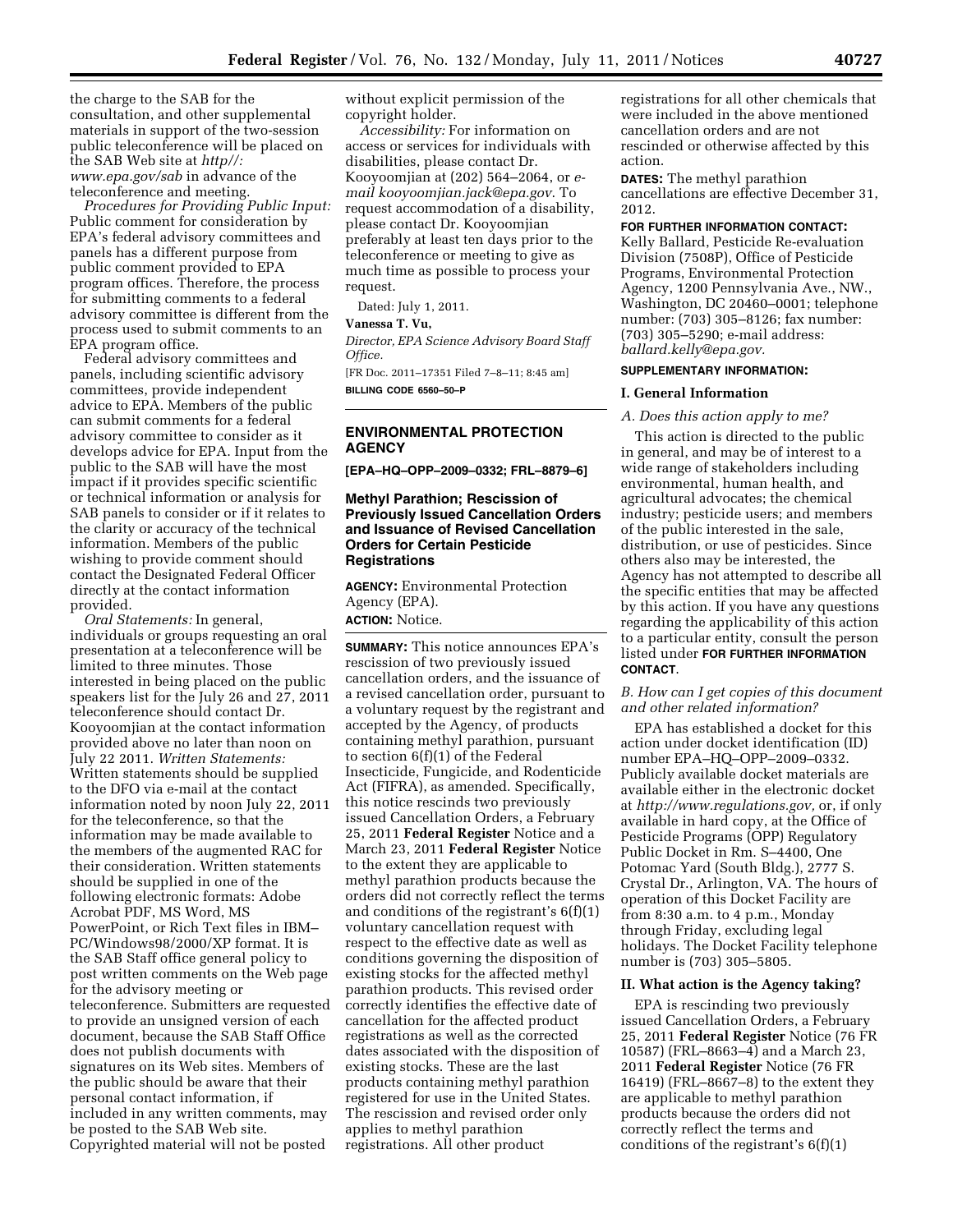the charge to the SAB for the consultation, and other supplemental materials in support of the two-session public teleconference will be placed on the SAB Web site at *http//: www.epa.gov/sab* in advance of the teleconference and meeting.

*Procedures for Providing Public Input:* Public comment for consideration by EPA's federal advisory committees and panels has a different purpose from public comment provided to EPA program offices. Therefore, the process for submitting comments to a federal advisory committee is different from the process used to submit comments to an EPA program office.

Federal advisory committees and panels, including scientific advisory committees, provide independent advice to EPA. Members of the public can submit comments for a federal advisory committee to consider as it develops advice for EPA. Input from the public to the SAB will have the most impact if it provides specific scientific or technical information or analysis for SAB panels to consider or if it relates to the clarity or accuracy of the technical information. Members of the public wishing to provide comment should contact the Designated Federal Officer directly at the contact information provided.

*Oral Statements:* In general, individuals or groups requesting an oral presentation at a teleconference will be limited to three minutes. Those interested in being placed on the public speakers list for the July 26 and 27, 2011 teleconference should contact Dr. Kooyoomjian at the contact information provided above no later than noon on July 22 2011. *Written Statements:* Written statements should be supplied to the DFO via e-mail at the contact information noted by noon July 22, 2011 for the teleconference, so that the information may be made available to the members of the augmented RAC for their consideration. Written statements should be supplied in one of the following electronic formats: Adobe Acrobat PDF, MS Word, MS PowerPoint, or Rich Text files in IBM–PC/Windows98/2000/XP format. It is the SAB Staff office general policy to post written comments on the Web page for the advisory meeting or teleconference. Submitters are requested to provide an unsigned version of each document, because the SAB Staff Office does not publish documents with signatures on its Web sites. Members of the public should be aware that their personal contact information, if included in any written comments, may be posted to the SAB Web site. Copyrighted material will not be posted without explicit permission of the copyright holder.

*Accessibility:* For information on access or services for individuals with disabilities, please contact Dr. Kooyoomjian at (202) 564–2064, or *e-mail kooyoomjian.jack@epa.gov*. To request accommodation of a disability, please contact Dr. Kooyoomjian preferably at least ten days prior to the teleconference or meeting to give as much time as possible to process your request.

Dated: July 1, 2011.

**Vanessa T. Vu,**

*Director, EPA Science Advisory Board Staff Office.*

[FR Doc. 2011–17351 Filed 7–8–11; 8:45 am]

**BILLING CODE 6560–50–P**

---

## ENVIRONMENTAL PROTECTION AGENCY

**[EPA–HQ–OPP–2009–0332; FRL–8879–6]**

## Methyl Parathion; Rescission of Previously Issued Cancellation Orders and Issuance of Revised Cancellation Orders for Certain Pesticide Registrations

**AGENCY:** Environmental Protection Agency (EPA).

**ACTION:** Notice.

**SUMMARY:** This notice announces EPA's rescission of two previously issued cancellation orders, and the issuance of a revised cancellation order, pursuant to a voluntary request by the registrant and accepted by the Agency, of products containing methyl parathion, pursuant to section 6(f)(1) of the Federal Insecticide, Fungicide, and Rodenticide Act (FIFRA), as amended. Specifically, this notice rescinds two previously issued Cancellation Orders, a February 25, 2011 **Federal Register** Notice and a March 23, 2011 **Federal Register** Notice to the extent they are applicable to methyl parathion products because the orders did not correctly reflect the terms and conditions of the registrant's 6(f)(1) voluntary cancellation request with respect to the effective date as well as conditions governing the disposition of existing stocks for the affected methyl parathion products. This revised order correctly identifies the effective date of cancellation for the affected product registrations as well as the corrected dates associated with the disposition of existing stocks. These are the last products containing methyl parathion registered for use in the United States. The rescission and revised order only applies to methyl parathion registrations. All other product registrations for all other chemicals that were included in the above mentioned cancellation orders and are not rescinded or otherwise affected by this action.

**DATES:** The methyl parathion cancellations are effective December 31, 2012.

**FOR FURTHER INFORMATION CONTACT:** Kelly Ballard, Pesticide Re-evaluation Division (7508P), Office of Pesticide Programs, Environmental Protection Agency, 1200 Pennsylvania Ave., NW., Washington, DC 20460–0001; telephone number: (703) 305–8126; fax number: (703) 305–5290; e-mail address: *ballard.kelly@epa.gov*.

**SUPPLEMENTARY INFORMATION:**

### I. General Information

#### *A. Does this action apply to me?*

This action is directed to the public in general, and may be of interest to a wide range of stakeholders including environmental, human health, and agricultural advocates; the chemical industry; pesticide users; and members of the public interested in the sale, distribution, or use of pesticides. Since others also may be interested, the Agency has not attempted to describe all the specific entities that may be affected by this action. If you have any questions regarding the applicability of this action to a particular entity, consult the person listed under **FOR FURTHER INFORMATION CONTACT**.

#### *B. How can I get copies of this document and other related information?*

EPA has established a docket for this action under docket identification (ID) number EPA–HQ–OPP–2009–0332. Publicly available docket materials are available either in the electronic docket at *http://www.regulations.gov,* or, if only available in hard copy, at the Office of Pesticide Programs (OPP) Regulatory Public Docket in Rm. S–4400, One Potomac Yard (South Bldg.), 2777 S. Crystal Dr., Arlington, VA. The hours of operation of this Docket Facility are from 8:30 a.m. to 4 p.m., Monday through Friday, excluding legal holidays. The Docket Facility telephone number is (703) 305–5805.

### II. What action is the Agency taking?

EPA is rescinding two previously issued Cancellation Orders, a February 25, 2011 **Federal Register** Notice (76 FR 10587) (FRL–8663–4) and a March 23, 2011 **Federal Register** Notice (76 FR 16419) (FRL–8667–8) to the extent they are applicable to methyl parathion products because the orders did not correctly reflect the terms and conditions of the registrant's 6(f)(1)